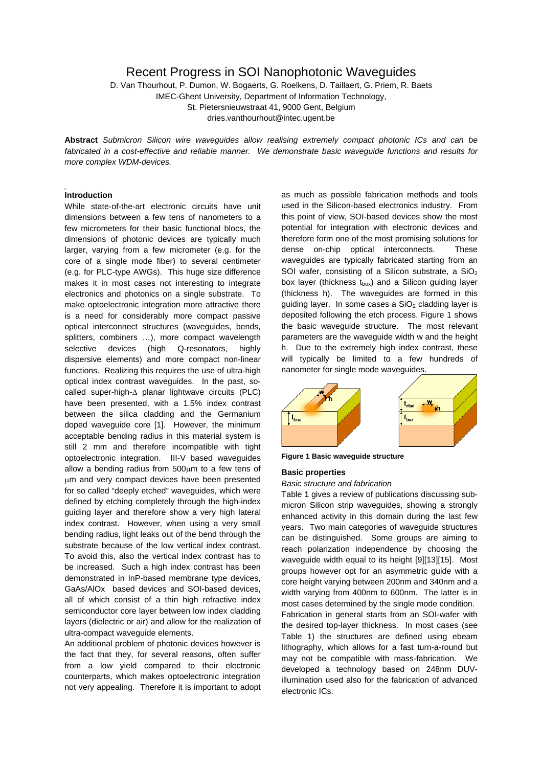# Recent Progress in SOI Nanophotonic Waveguides

D. Van Thourhout, P. Dumon, W. Bogaerts, G. Roelkens, D. Taillaert, G. Priem, R. Baets
IMEC-Ghent University, Department of Information Technology,
St. Pietersnieuwstraat 41, 9000 Gent, Belgium
dries.vanthourhout@intec.ugent.be

**Abstract** *Submicron Silicon wire waveguides allow realising extremely compact photonic ICs and can be fabricated in a cost-effective and reliable manner. We demonstrate basic waveguide functions and results for more complex WDM-devices.*

## Introduction

While state-of-the-art electronic circuits have unit dimensions between a few tens of nanometers to a few micrometers for their basic functional blocs, the dimensions of photonic devices are typically much larger, varying from a few micrometer (e.g. for the core of a single mode fiber) to several centimeter (e.g. for PLC-type AWGs). This huge size difference makes it in most cases not interesting to integrate electronics and photonics on a single substrate. To make optoelectronic integration more attractive there is a need for considerably more compact passive optical interconnect structures (waveguides, bends, splitters, combiners …), more compact wavelength selective devices (high Q-resonators, highly dispersive elements) and more compact non-linear functions. Realizing this requires the use of ultra-high optical index contrast waveguides. In the past, so-called super-high-$\Delta$ planar lightwave circuits (PLC) have been presented, with a 1.5% index contrast between the silica cladding and the Germanium doped waveguide core [1]. However, the minimum acceptable bending radius in this material system is still 2 mm and therefore incompatible with tight optoelectronic integration. III-V based waveguides allow a bending radius from 500$\mu$m to a few tens of $\mu$m and very compact devices have been presented for so called "deeply etched" waveguides, which were defined by etching completely through the high-index guiding layer and therefore show a very high lateral index contrast. However, when using a very small bending radius, light leaks out of the bend through the substrate because of the low vertical index contrast. To avoid this, also the vertical index contrast has to be increased. Such a high index contrast has been demonstrated in InP-based membrane type devices, GaAs/AlOx based devices and SOI-based devices, all of which consist of a thin high refractive index semiconductor core layer between low index cladding layers (dielectric or air) and allow for the realization of ultra-compact waveguide elements.

An additional problem of photonic devices however is the fact that they, for several reasons, often suffer from a low yield compared to their electronic counterparts, which makes optoelectronic integration not very appealing. Therefore it is important to adopt as much as possible fabrication methods and tools used in the Silicon-based electronics industry. From this point of view, SOI-based devices show the most potential for integration with electronic devices and therefore form one of the most promising solutions for dense on-chip optical interconnects. These waveguides are typically fabricated starting from an SOI wafer, consisting of a Silicon substrate, a $SiO_2$ box layer (thickness $t_{box}$) and a Silicon guiding layer (thickness h). The waveguides are formed in this guiding layer. In some cases a $SiO_2$ cladding layer is deposited following the etch process. Figure 1 shows the basic waveguide structure. The most relevant parameters are the waveguide width w and the height h. Due to the extremely high index contrast, these will typically be limited to a few hundreds of nanometer for single mode waveguides.

**Figure 1 Basic waveguide structure**

## Basic properties

*Basic structure and fabrication*

Table 1 gives a review of publications discussing sub-micron Silicon strip waveguides, showing a strongly enhanced activity in this domain during the last few years. Two main categories of waveguide structures can be distinguished. Some groups are aiming to reach polarization independence by choosing the waveguide width equal to its height [9][13][15]. Most groups however opt for an asymmetric guide with a core height varying between 200nm and 340nm and a width varying from 400nm to 600nm. The latter is in most cases determined by the single mode condition.

Fabrication in general starts from an SOI-wafer with the desired top-layer thickness. In most cases (see Table 1) the structures are defined using ebeam lithography, which allows for a fast turn-a-round but may not be compatible with mass-fabrication. We developed a technology based on 248nm DUV-illumination used also for the fabrication of advanced electronic ICs.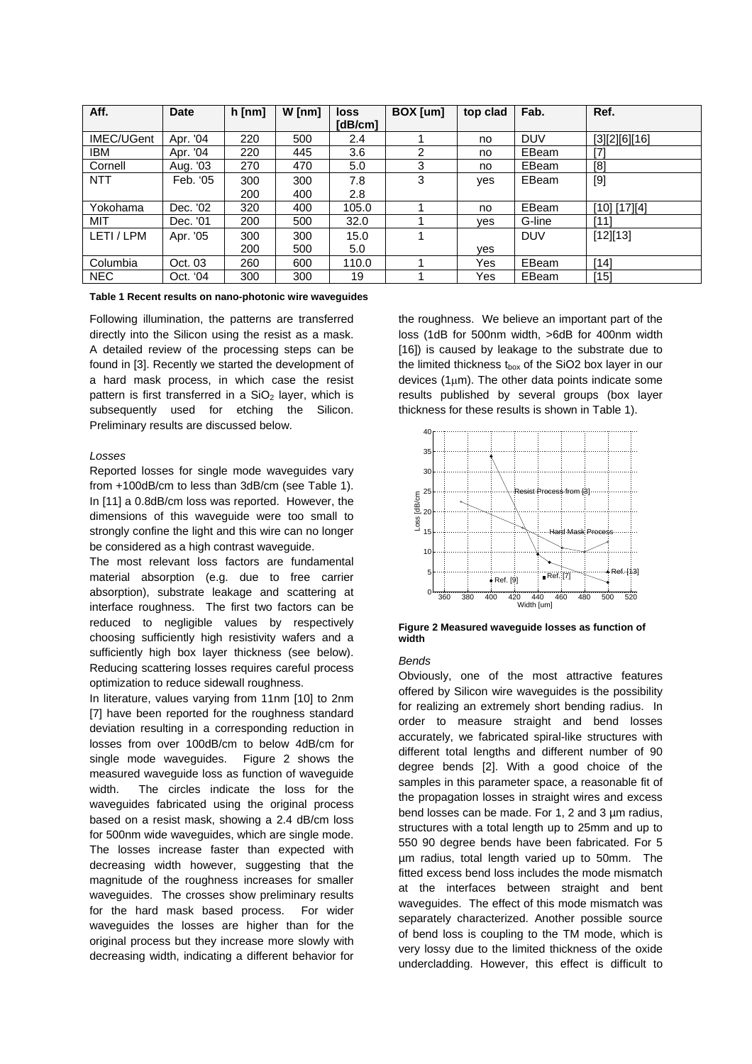| Aff. | Date | h [nm] | W [nm] | loss [dB/cm] | BOX [um] | top clad | Fab. | Ref. |
|---|---|---|---|---|---|---|---|---|
| IMEC/UGent | Apr. '04 | 220 | 500 | 2.4 | 1 | no | DUV | [3][2][6][16] |
| IBM | Apr. '04 | 220 | 445 | 3.6 | 2 | no | EBeam | [7] |
| Cornell | Aug. '03 | 270 | 470 | 5.0 | 3 | no | EBeam | [8] |
| NTT | Feb. '05 | 300<br>200 | 300<br>400 | 7.8<br>2.8 | 3 | yes | EBeam | [9] |
| Yokohama | Dec. '02 | 320 | 400 | 105.0 | 1 | no | EBeam | [10] [17][4] |
| MIT | Dec. '01 | 200 | 500 | 32.0 | 1 | yes | G-line | [11] |
| LETI / LPM | Apr. '05 | 300<br>200 | 300<br>500 | 15.0<br>5.0 | 1 | yes | DUV | [12][13] |
| Columbia | Oct. 03 | 260 | 600 | 110.0 | 1 | Yes | EBeam | [14] |
| NEC | Oct. '04 | 300 | 300 | 19 | 1 | Yes | EBeam | [15] |

**Table 1 Recent results on nano-photonic wire waveguides**

Following illumination, the patterns are transferred directly into the Silicon using the resist as a mask. A detailed review of the processing steps can be found in [3]. Recently we started the development of a hard mask process, in which case the resist pattern is first transferred in a $SiO_2$ layer, which is subsequently used for etching the Silicon. Preliminary results are discussed below.

*Losses*

Reported losses for single mode waveguides vary from +100dB/cm to less than 3dB/cm (see Table 1). In [11] a 0.8dB/cm loss was reported. However, the dimensions of this waveguide were too small to strongly confine the light and this wire can no longer be considered as a high contrast waveguide.

The most relevant loss factors are fundamental material absorption (e.g. due to free carrier absorption), substrate leakage and scattering at interface roughness. The first two factors can be reduced to negligible values by respectively choosing sufficiently high resistivity wafers and a sufficiently high box layer thickness (see below). Reducing scattering losses requires careful process optimization to reduce sidewall roughness.

In literature, values varying from 11nm [10] to 2nm [7] have been reported for the roughness standard deviation resulting in a corresponding reduction in losses from over 100dB/cm to below 4dB/cm for single mode waveguides. Figure 2 shows the measured waveguide loss as function of waveguide width. The circles indicate the loss for the waveguides fabricated using the original process based on a resist mask, showing a 2.4 dB/cm loss for 500nm wide waveguides, which are single mode. The losses increase faster than expected with decreasing width however, suggesting that the magnitude of the roughness increases for smaller waveguides. The crosses show preliminary results for the hard mask based process. For wider waveguides the losses are higher than for the original process but they increase more slowly with decreasing width, indicating a different behavior for the roughness. We believe an important part of the loss (1dB for 500nm width, >6dB for 400nm width [16]) is caused by leakage to the substrate due to the limited thickness $t_{box}$ of the SiO2 box layer in our devices (1μm). The other data points indicate some results published by several groups (box layer thickness for these results is shown in Table 1).

**Figure 2 Measured waveguide losses as function of width**

*Bends*

Obviously, one of the most attractive features offered by Silicon wire waveguides is the possibility for realizing an extremely short bending radius. In order to measure straight and bend losses accurately, we fabricated spiral-like structures with different total lengths and different number of 90 degree bends [2]. With a good choice of the samples in this parameter space, a reasonable fit of the propagation losses in straight wires and excess bend losses can be made. For 1, 2 and 3 µm radius, structures with a total length up to 25mm and up to 550 90 degree bends have been fabricated. For 5 µm radius, total length varied up to 50mm. The fitted excess bend loss includes the mode mismatch at the interfaces between straight and bent waveguides. The effect of this mode mismatch was separately characterized. Another possible source of bend loss is coupling to the TM mode, which is very lossy due to the limited thickness of the oxide undercladding. However, this effect is difficult to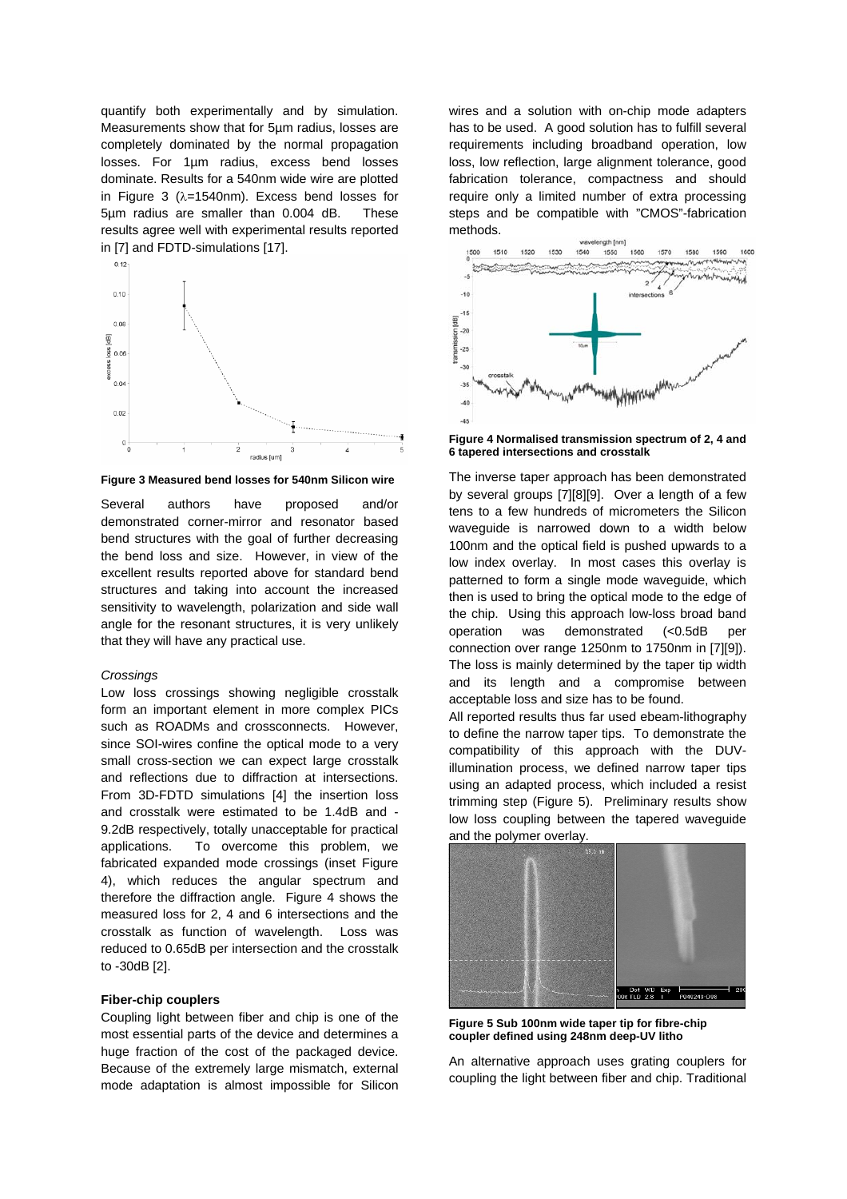quantify both experimentally and by simulation. Measurements show that for 5µm radius, losses are completely dominated by the normal propagation losses. For 1µm radius, excess bend losses dominate. Results for a 540nm wide wire are plotted in Figure 3 (λ=1540nm). Excess bend losses for 5µm radius are smaller than 0.004 dB. These results agree well with experimental results reported in [7] and FDTD-simulations [17].

**Figure 3 Measured bend losses for 540nm Silicon wire**

Several authors have proposed and/or demonstrated corner-mirror and resonator based bend structures with the goal of further decreasing the bend loss and size. However, in view of the excellent results reported above for standard bend structures and taking into account the increased sensitivity to wavelength, polarization and side wall angle for the resonant structures, it is very unlikely that they will have any practical use.

*Crossings*

Low loss crossings showing negligible crosstalk form an important element in more complex PICs such as ROADMs and crossconnects. However, since SOI-wires confine the optical mode to a very small cross-section we can expect large crosstalk and reflections due to diffraction at intersections. From 3D-FDTD simulations [4] the insertion loss and crosstalk were estimated to be 1.4dB and -9.2dB respectively, totally unacceptable for practical applications. To overcome this problem, we fabricated expanded mode crossings (inset Figure 4), which reduces the angular spectrum and therefore the diffraction angle. Figure 4 shows the measured loss for 2, 4 and 6 intersections and the crosstalk as function of wavelength. Loss was reduced to 0.65dB per intersection and the crosstalk to -30dB [2].

**Fiber-chip couplers**

Coupling light between fiber and chip is one of the most essential parts of the device and determines a huge fraction of the cost of the packaged device. Because of the extremely large mismatch, external mode adaptation is almost impossible for Silicon wires and a solution with on-chip mode adapters has to be used. A good solution has to fulfill several requirements including broadband operation, low loss, low reflection, large alignment tolerance, good fabrication tolerance, compactness and should require only a limited number of extra processing steps and be compatible with "CMOS"-fabrication methods.

**Figure 4 Normalised transmission spectrum of 2, 4 and 6 tapered intersections and crosstalk**

The inverse taper approach has been demonstrated by several groups [7][8][9]. Over a length of a few tens to a few hundreds of micrometers the Silicon waveguide is narrowed down to a width below 100nm and the optical field is pushed upwards to a low index overlay. In most cases this overlay is patterned to form a single mode waveguide, which then is used to bring the optical mode to the edge of the chip. Using this approach low-loss broad band operation was demonstrated (<0.5dB per connection over range 1250nm to 1750nm in [7][9]). The loss is mainly determined by the taper tip width and its length and a compromise between acceptable loss and size has to be found.

All reported results thus far used ebeam-lithography to define the narrow taper tips. To demonstrate the compatibility of this approach with the DUV-illumination process, we defined narrow taper tips using an adapted process, which included a resist trimming step (Figure 5). Preliminary results show low loss coupling between the tapered waveguide and the polymer overlay.

**Figure 5 Sub 100nm wide taper tip for fibre-chip coupler defined using 248nm deep-UV litho**

An alternative approach uses grating couplers for coupling the light between fiber and chip. Traditional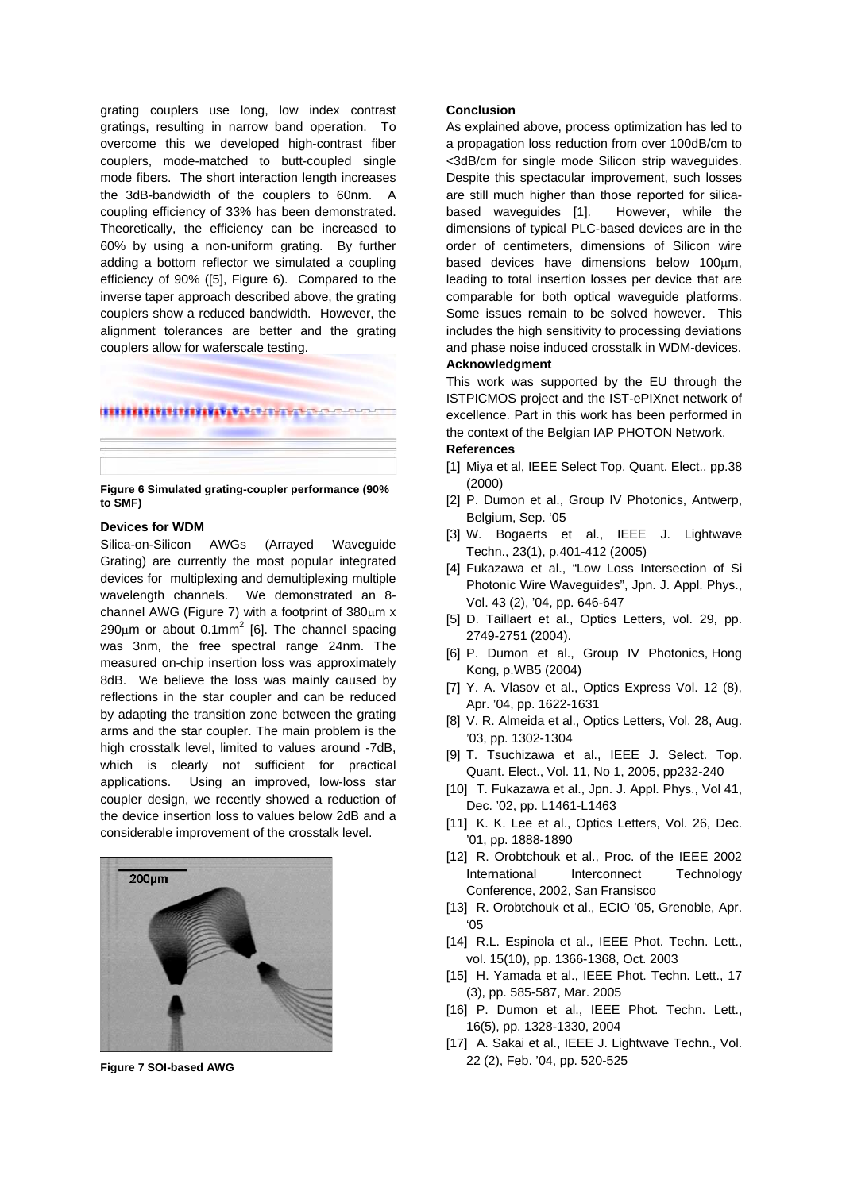grating couplers use long, low index contrast gratings, resulting in narrow band operation. To overcome this we developed high-contrast fiber couplers, mode-matched to butt-coupled single mode fibers. The short interaction length increases the 3dB-bandwidth of the couplers to 60nm. A coupling efficiency of 33% has been demonstrated. Theoretically, the efficiency can be increased to 60% by using a non-uniform grating. By further adding a bottom reflector we simulated a coupling efficiency of 90% ([5], Figure 6). Compared to the inverse taper approach described above, the grating couplers show a reduced bandwidth. However, the alignment tolerances are better and the grating couplers allow for waferscale testing.

**Figure 6 Simulated grating-coupler performance (90% to SMF)**

### Devices for WDM

Silica-on-Silicon AWGs (Arrayed Waveguide Grating) are currently the most popular integrated devices for multiplexing and demultiplexing multiple wavelength channels. We demonstrated an 8-channel AWG (Figure 7) with a footprint of 380μm x 290μm or about 0.1mm$^2$ [6]. The channel spacing was 3nm, the free spectral range 24nm. The measured on-chip insertion loss was approximately 8dB. We believe the loss was mainly caused by reflections in the star coupler and can be reduced by adapting the transition zone between the grating arms and the star coupler. The main problem is the high crosstalk level, limited to values around -7dB, which is clearly not sufficient for practical applications. Using an improved, low-loss star coupler design, we recently showed a reduction of the device insertion loss to values below 2dB and a considerable improvement of the crosstalk level.

200μm

**Figure 7 SOI-based AWG**

### Conclusion

As explained above, process optimization has led to a propagation loss reduction from over 100dB/cm to <3dB/cm for single mode Silicon strip waveguides. Despite this spectacular improvement, such losses are still much higher than those reported for silica-based waveguides [1]. However, while the dimensions of typical PLC-based devices are in the order of centimeters, dimensions of Silicon wire based devices have dimensions below 100μm, leading to total insertion losses per device that are comparable for both optical waveguide platforms. Some issues remain to be solved however. This includes the high sensitivity to processing deviations and phase noise induced crosstalk in WDM-devices.

### Acknowledgment

This work was supported by the EU through the ISTPICMOS project and the IST-ePIXnet network of excellence. Part in this work has been performed in the context of the Belgian IAP PHOTON Network.

### References

[1] Miya et al, IEEE Select Top. Quant. Elect., pp.38 (2000)

[2] P. Dumon et al., Group IV Photonics, Antwerp, Belgium, Sep. '05

[3] W. Bogaerts et al., IEEE J. Lightwave Techn., 23(1), p.401-412 (2005)

[4] Fukazawa et al., "Low Loss Intersection of Si Photonic Wire Waveguides", Jpn. J. Appl. Phys., Vol. 43 (2), '04, pp. 646-647

[5] D. Taillaert et al., Optics Letters, vol. 29, pp. 2749-2751 (2004).

[6] P. Dumon et al., Group IV Photonics, Hong Kong, p.WB5 (2004)

[7] Y. A. Vlasov et al., Optics Express Vol. 12 (8), Apr. '04, pp. 1622-1631

[8] V. R. Almeida et al., Optics Letters, Vol. 28, Aug. '03, pp. 1302-1304

[9] T. Tsuchizawa et al., IEEE J. Select. Top. Quant. Elect., Vol. 11, No 1, 2005, pp232-240

[10] T. Fukazawa et al., Jpn. J. Appl. Phys., Vol 41, Dec. '02, pp. L1461-L1463

[11] K. K. Lee et al., Optics Letters, Vol. 26, Dec. '01, pp. 1888-1890

[12] R. Orobtchouk et al., Proc. of the IEEE 2002 International Interconnect Technology Conference, 2002, San Fransisco

[13] R. Orobtchouk et al., ECIO '05, Grenoble, Apr. '05

[14] R.L. Espinola et al., IEEE Phot. Techn. Lett., vol. 15(10), pp. 1366-1368, Oct. 2003

[15] H. Yamada et al., IEEE Phot. Techn. Lett., 17 (3), pp. 585-587, Mar. 2005

[16] P. Dumon et al., IEEE Phot. Techn. Lett., 16(5), pp. 1328-1330, 2004

[17] A. Sakai et al., IEEE J. Lightwave Techn., Vol. 22 (2), Feb. '04, pp. 520-525